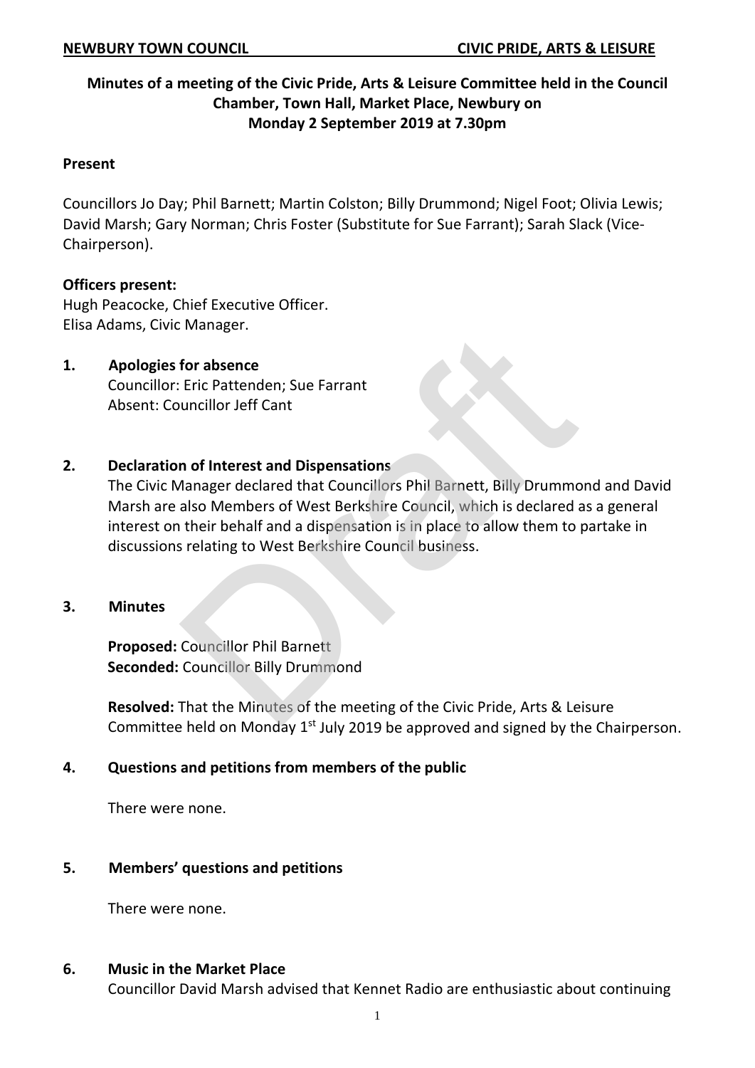**NEWBURY TOWN COUNCIL CIVIC PRIDE, ARTS & LEISURE**

**Minutes of a meeting of the Civic Pride, Arts & Leisure Committee held in the Council Chamber, Town Hall, Market Place, Newbury on Monday 2 September 2019 at 7.30pm**

**Present**

Councillors Jo Day; Phil Barnett; Martin Colston; Billy Drummond; Nigel Foot; Olivia Lewis; David Marsh; Gary Norman; Chris Foster (Substitute for Sue Farrant); Sarah Slack (Vice-Chairperson).

**Officers present:**
Hugh Peacocke, Chief Executive Officer.
Elisa Adams, Civic Manager.

**1. Apologies for absence**

Councillor: Eric Pattenden; Sue Farrant
Absent: Councillor Jeff Cant

**2. Declaration of Interest and Dispensations**

The Civic Manager declared that Councillors Phil Barnett, Billy Drummond and David Marsh are also Members of West Berkshire Council, which is declared as a general interest on their behalf and a dispensation is in place to allow them to partake in discussions relating to West Berkshire Council business.

**3. Minutes**

**Proposed:** Councillor Phil Barnett
**Seconded:** Councillor Billy Drummond

**Resolved:** That the Minutes of the meeting of the Civic Pride, Arts & Leisure Committee held on Monday 1st July 2019 be approved and signed by the Chairperson.

**4. Questions and petitions from members of the public**

There were none.

**5. Members' questions and petitions**

There were none.

**6. Music in the Market Place**

Councillor David Marsh advised that Kennet Radio are enthusiastic about continuing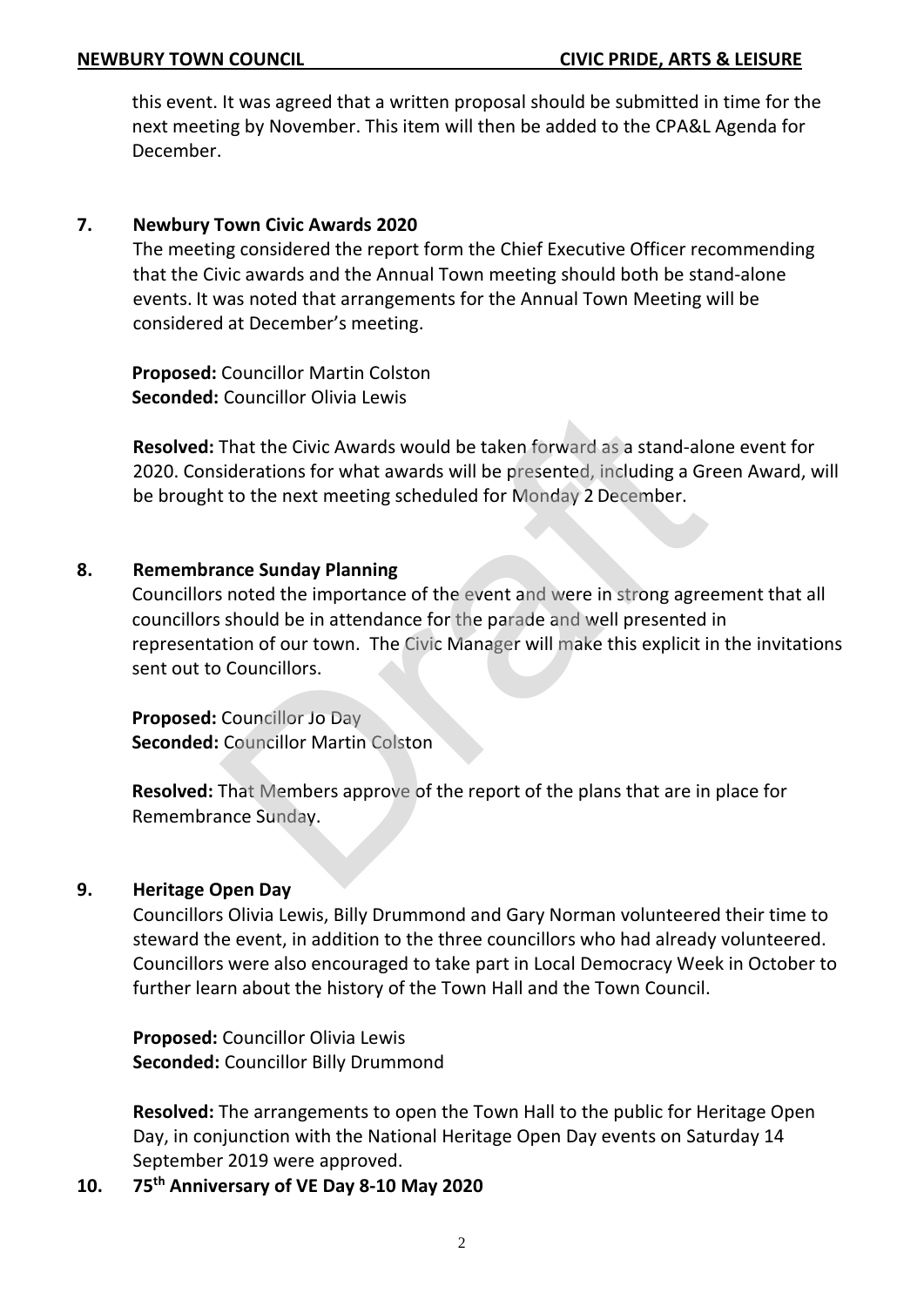this event. It was agreed that a written proposal should be submitted in time for the next meeting by November. This item will then be added to the CPA&L Agenda for December.

**7. Newbury Town Civic Awards 2020**

The meeting considered the report form the Chief Executive Officer recommending that the Civic awards and the Annual Town meeting should both be stand-alone events. It was noted that arrangements for the Annual Town Meeting will be considered at December's meeting.

**Proposed:** Councillor Martin Colston
**Seconded:** Councillor Olivia Lewis

**Resolved:** That the Civic Awards would be taken forward as a stand-alone event for 2020. Considerations for what awards will be presented, including a Green Award, will be brought to the next meeting scheduled for Monday 2 December.

**8. Remembrance Sunday Planning**

Councillors noted the importance of the event and were in strong agreement that all councillors should be in attendance for the parade and well presented in representation of our town. The Civic Manager will make this explicit in the invitations sent out to Councillors.

**Proposed:** Councillor Jo Day
**Seconded:** Councillor Martin Colston

**Resolved:** That Members approve of the report of the plans that are in place for Remembrance Sunday.

**9. Heritage Open Day**

Councillors Olivia Lewis, Billy Drummond and Gary Norman volunteered their time to steward the event, in addition to the three councillors who had already volunteered. Councillors were also encouraged to take part in Local Democracy Week in October to further learn about the history of the Town Hall and the Town Council.

**Proposed:** Councillor Olivia Lewis
**Seconded:** Councillor Billy Drummond

**Resolved:** The arrangements to open the Town Hall to the public for Heritage Open Day, in conjunction with the National Heritage Open Day events on Saturday 14 September 2019 were approved.

**10. 75th Anniversary of VE Day 8-10 May 2020**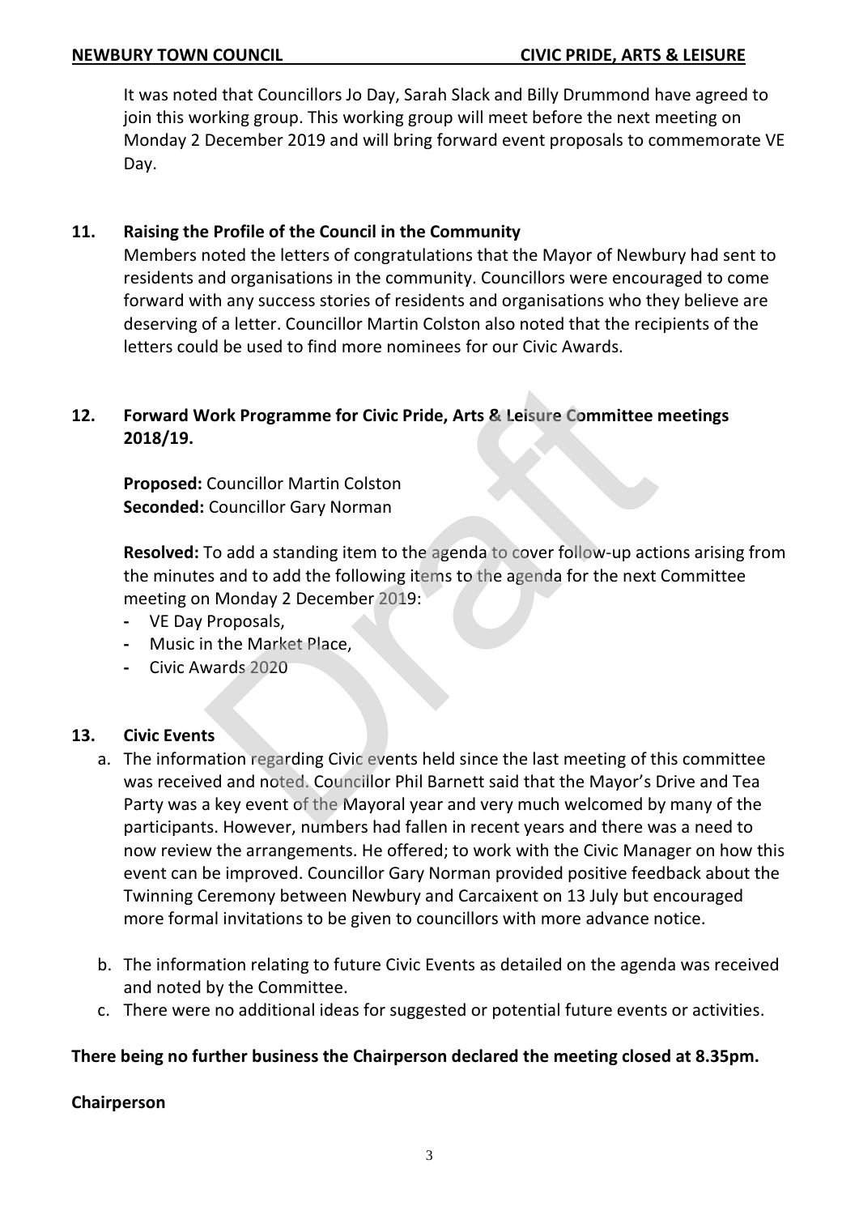It was noted that Councillors Jo Day, Sarah Slack and Billy Drummond have agreed to join this working group. This working group will meet before the next meeting on Monday 2 December 2019 and will bring forward event proposals to commemorate VE Day.

## 11. Raising the Profile of the Council in the Community

Members noted the letters of congratulations that the Mayor of Newbury had sent to residents and organisations in the community. Councillors were encouraged to come forward with any success stories of residents and organisations who they believe are deserving of a letter. Councillor Martin Colston also noted that the recipients of the letters could be used to find more nominees for our Civic Awards.

## 12. Forward Work Programme for Civic Pride, Arts & Leisure Committee meetings 2018/19.

**Proposed:** Councillor Martin Colston
**Seconded:** Councillor Gary Norman

**Resolved:** To add a standing item to the agenda to cover follow-up actions arising from the minutes and to add the following items to the agenda for the next Committee meeting on Monday 2 December 2019:

- VE Day Proposals,
- Music in the Market Place,
- Civic Awards 2020

## 13. Civic Events

a. The information regarding Civic events held since the last meeting of this committee was received and noted. Councillor Phil Barnett said that the Mayor's Drive and Tea Party was a key event of the Mayoral year and very much welcomed by many of the participants. However, numbers had fallen in recent years and there was a need to now review the arrangements. He offered; to work with the Civic Manager on how this event can be improved. Councillor Gary Norman provided positive feedback about the Twinning Ceremony between Newbury and Carcaixent on 13 July but encouraged more formal invitations to be given to councillors with more advance notice.

b. The information relating to future Civic Events as detailed on the agenda was received and noted by the Committee.

c. There were no additional ideas for suggested or potential future events or activities.

**There being no further business the Chairperson declared the meeting closed at 8.35pm.**

**Chairperson**